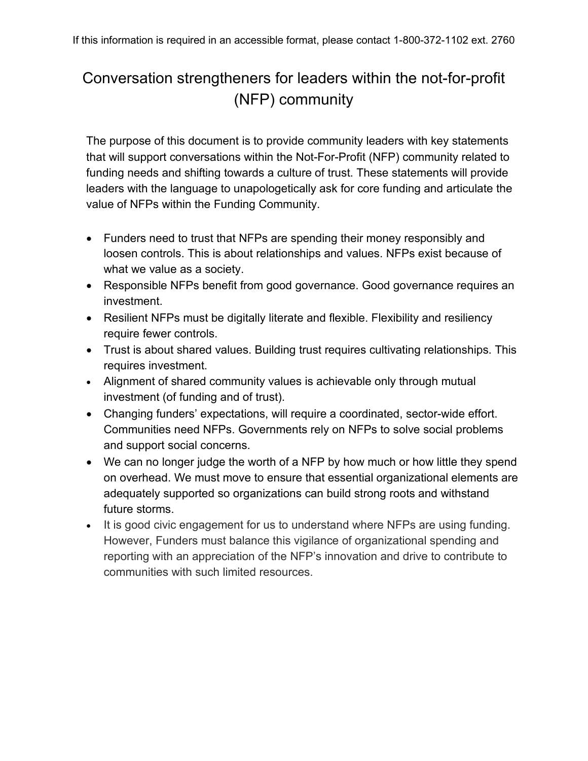If this information is required in an accessible format, please contact 1-800-372-1102 ext. 2760

# Conversation strengtheners for leaders within the not-for-profit (NFP) community

The purpose of this document is to provide community leaders with key statements that will support conversations within the Not-For-Profit (NFP) community related to funding needs and shifting towards a culture of trust. These statements will provide leaders with the language to unapologetically ask for core funding and articulate the value of NFPs within the Funding Community.

- Funders need to trust that NFPs are spending their money responsibly and loosen controls. This is about relationships and values. NFPs exist because of what we value as a society.
- Responsible NFPs benefit from good governance. Good governance requires an investment.
- Resilient NFPs must be digitally literate and flexible. Flexibility and resiliency require fewer controls.
- Trust is about shared values. Building trust requires cultivating relationships. This requires investment.
- Alignment of shared community values is achievable only through mutual investment (of funding and of trust).
- Changing funders' expectations, will require a coordinated, sector-wide effort. Communities need NFPs. Governments rely on NFPs to solve social problems and support social concerns.
- We can no longer judge the worth of a NFP by how much or how little they spend on overhead. We must move to ensure that essential organizational elements are adequately supported so organizations can build strong roots and withstand future storms.
- It is good civic engagement for us to understand where NFPs are using funding. However, Funders must balance this vigilance of organizational spending and reporting with an appreciation of the NFP's innovation and drive to contribute to communities with such limited resources.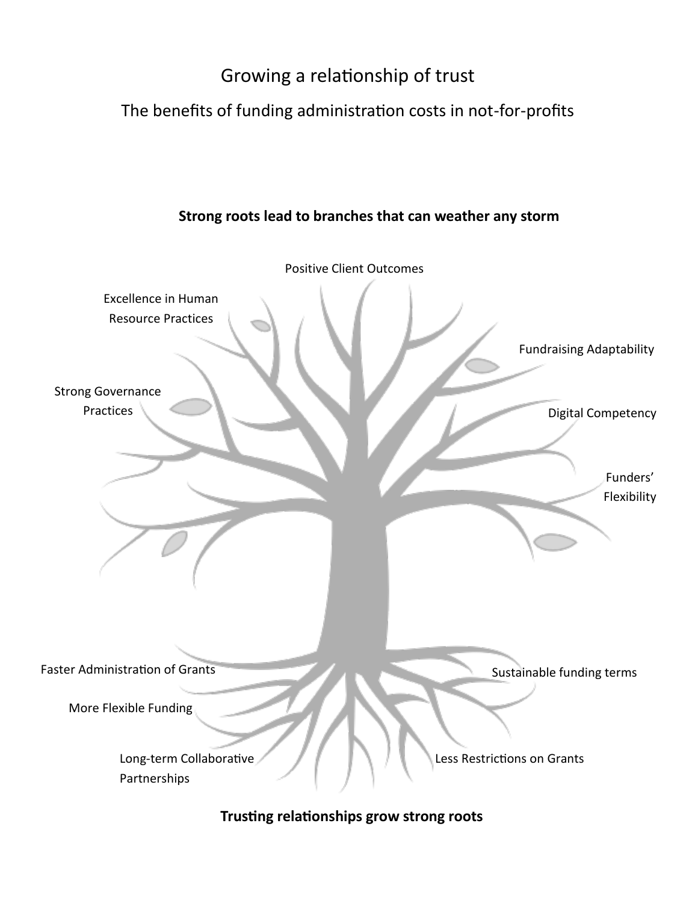# Growing a relationship of trust

## The benefits of funding administration costs in not-for-profits

**Strong roots lead to branches that can weather any storm**

Positive Client Outcomes

Excellence in Human Resource Practices

Fundraising Adaptability

Strong Governance Practices

Digital Competency

Funders' Flexibility

Faster Administration of Grants

Sustainable funding terms

More Flexible Funding

Long-term Collaborative Partnerships

Less Restrictions on Grants

**Trusting relationships grow strong roots**